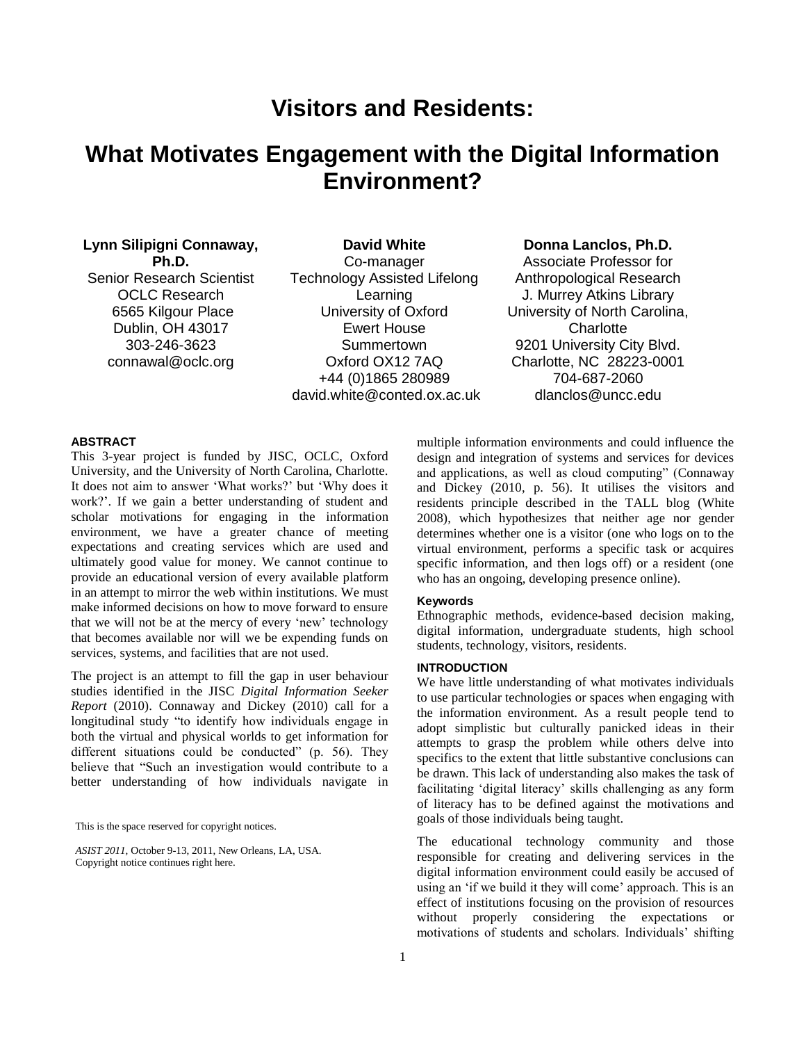# Visitors and Residents:

# What Motivates Engagement with the Digital Information Environment?

**Lynn Silipigni Connaway, Ph.D.**
Senior Research Scientist
OCLC Research
6565 Kilgour Place
Dublin, OH 43017
303-246-3623
connawal@oclc.org

**David White**
Co-manager
Technology Assisted Lifelong Learning
University of Oxford
Ewert House
Summertown
Oxford OX12 7AQ
+44 (0)1865 280989
david.white@conted.ox.ac.uk

**Donna Lanclos, Ph.D.**
Associate Professor for Anthropological Research
J. Murrey Atkins Library
University of North Carolina, Charlotte
9201 University City Blvd.
Charlotte, NC 28223-0001
704-687-2060
dlanclos@uncc.edu

#### ABSTRACT

This 3-year project is funded by JISC, OCLC, Oxford University, and the University of North Carolina, Charlotte. It does not aim to answer 'What works?' but 'Why does it work?'. If we gain a better understanding of student and scholar motivations for engaging in the information environment, we have a greater chance of meeting expectations and creating services which are used and ultimately good value for money. We cannot continue to provide an educational version of every available platform in an attempt to mirror the web within institutions. We must make informed decisions on how to move forward to ensure that we will not be at the mercy of every 'new' technology that becomes available nor will we be expending funds on services, systems, and facilities that are not used.

The project is an attempt to fill the gap in user behaviour studies identified in the JISC *Digital Information Seeker Report* (2010). Connaway and Dickey (2010) call for a longitudinal study "to identify how individuals engage in both the virtual and physical worlds to get information for different situations could be conducted" (p. 56). They believe that "Such an investigation would contribute to a better understanding of how individuals navigate in multiple information environments and could influence the design and integration of systems and services for devices and applications, as well as cloud computing" (Connaway and Dickey (2010, p. 56). It utilises the visitors and residents principle described in the TALL blog (White 2008), which hypothesizes that neither age nor gender determines whether one is a visitor (one who logs on to the virtual environment, performs a specific task or acquires specific information, and then logs off) or a resident (one who has an ongoing, developing presence online).

#### Keywords

Ethnographic methods, evidence-based decision making, digital information, undergraduate students, high school students, technology, visitors, residents.

#### INTRODUCTION

We have little understanding of what motivates individuals to use particular technologies or spaces when engaging with the information environment. As a result people tend to adopt simplistic but culturally panicked ideas in their attempts to grasp the problem while others delve into specifics to the extent that little substantive conclusions can be drawn. This lack of understanding also makes the task of facilitating 'digital literacy' skills challenging as any form of literacy has to be defined against the motivations and goals of those individuals being taught.

The educational technology community and those responsible for creating and delivering services in the digital information environment could easily be accused of using an 'if we build it they will come' approach. This is an effect of institutions focusing on the provision of resources without properly considering the expectations or motivations of students and scholars. Individuals' shifting

This is the space reserved for copyright notices.

*ASIST 2011*, October 9-13, 2011, New Orleans, LA, USA.
Copyright notice continues right here.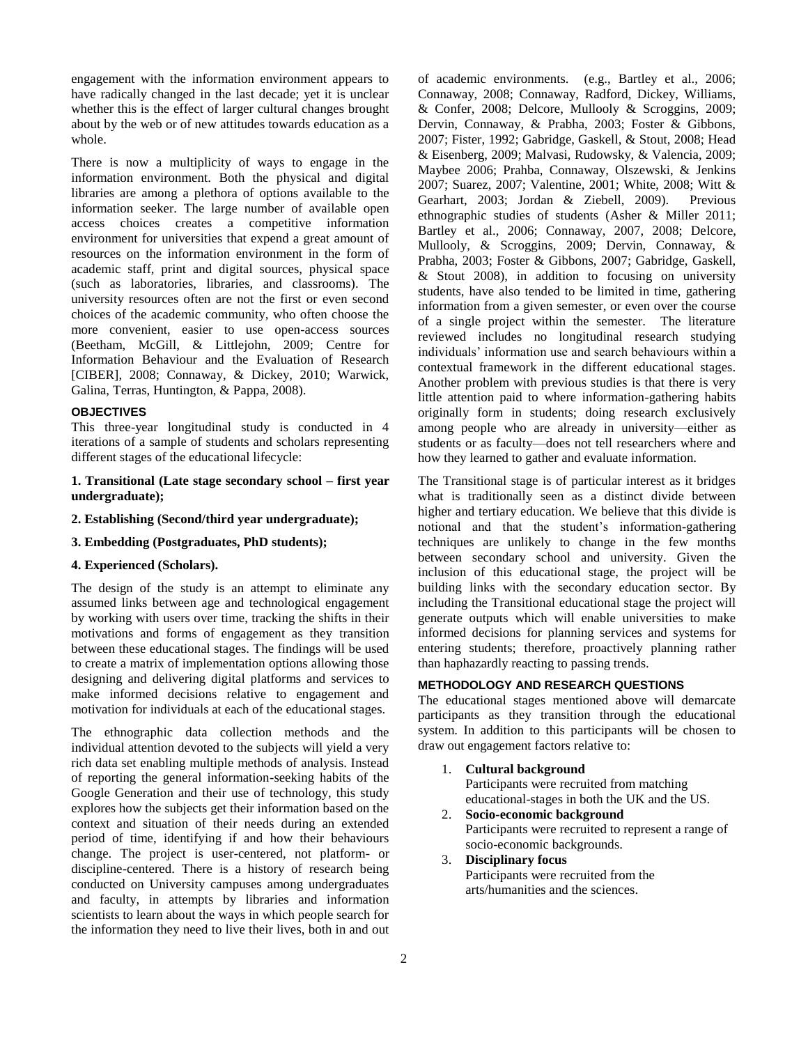engagement with the information environment appears to have radically changed in the last decade; yet it is unclear whether this is the effect of larger cultural changes brought about by the web or of new attitudes towards education as a whole.

There is now a multiplicity of ways to engage in the information environment. Both the physical and digital libraries are among a plethora of options available to the information seeker. The large number of available open access choices creates a competitive information environment for universities that expend a great amount of resources on the information environment in the form of academic staff, print and digital sources, physical space (such as laboratories, libraries, and classrooms). The university resources often are not the first or even second choices of the academic community, who often choose the more convenient, easier to use open-access sources (Beetham, McGill, & Littlejohn, 2009; Centre for Information Behaviour and the Evaluation of Research [CIBER], 2008; Connaway, & Dickey, 2010; Warwick, Galina, Terras, Huntington, & Pappa, 2008).

## OBJECTIVES

This three-year longitudinal study is conducted in 4 iterations of a sample of students and scholars representing different stages of the educational lifecycle:

**1. Transitional (Late stage secondary school – first year undergraduate);**

**2. Establishing (Second/third year undergraduate);**

**3. Embedding (Postgraduates, PhD students);**

**4. Experienced (Scholars).**

The design of the study is an attempt to eliminate any assumed links between age and technological engagement by working with users over time, tracking the shifts in their motivations and forms of engagement as they transition between these educational stages. The findings will be used to create a matrix of implementation options allowing those designing and delivering digital platforms and services to make informed decisions relative to engagement and motivation for individuals at each of the educational stages.

The ethnographic data collection methods and the individual attention devoted to the subjects will yield a very rich data set enabling multiple methods of analysis. Instead of reporting the general information-seeking habits of the Google Generation and their use of technology, this study explores how the subjects get their information based on the context and situation of their needs during an extended period of time, identifying if and how their behaviours change. The project is user-centered, not platform- or discipline-centered. There is a history of research being conducted on University campuses among undergraduates and faculty, in attempts by libraries and information scientists to learn about the ways in which people search for the information they need to live their lives, both in and out of academic environments. (e.g., Bartley et al., 2006; Connaway, 2008; Connaway, Radford, Dickey, Williams, & Confer, 2008; Delcore, Mullooly & Scroggins, 2009; Dervin, Connaway, & Prabha, 2003; Foster & Gibbons, 2007; Fister, 1992; Gabridge, Gaskell, & Stout, 2008; Head & Eisenberg, 2009; Malvasi, Rudowsky, & Valencia, 2009; Maybee 2006; Prahba, Connaway, Olszewski, & Jenkins 2007; Suarez, 2007; Valentine, 2001; White, 2008; Witt & Gearhart, 2003; Jordan & Ziebell, 2009). Previous ethnographic studies of students (Asher & Miller 2011; Bartley et al., 2006; Connaway, 2007, 2008; Delcore, Mullooly, & Scroggins, 2009; Dervin, Connaway, & Prabha, 2003; Foster & Gibbons, 2007; Gabridge, Gaskell, & Stout 2008), in addition to focusing on university students, have also tended to be limited in time, gathering information from a given semester, or even over the course of a single project within the semester. The literature reviewed includes no longitudinal research studying individuals' information use and search behaviours within a contextual framework in the different educational stages. Another problem with previous studies is that there is very little attention paid to where information-gathering habits originally form in students; doing research exclusively among people who are already in university—either as students or as faculty—does not tell researchers where and how they learned to gather and evaluate information.

The Transitional stage is of particular interest as it bridges what is traditionally seen as a distinct divide between higher and tertiary education. We believe that this divide is notional and that the student's information-gathering techniques are unlikely to change in the few months between secondary school and university. Given the inclusion of this educational stage, the project will be building links with the secondary education sector. By including the Transitional educational stage the project will generate outputs which will enable universities to make informed decisions for planning services and systems for entering students; therefore, proactively planning rather than haphazardly reacting to passing trends.

## METHODOLOGY AND RESEARCH QUESTIONS

The educational stages mentioned above will demarcate participants as they transition through the educational system. In addition to this participants will be chosen to draw out engagement factors relative to:

1. **Cultural background**
   Participants were recruited from matching educational-stages in both the UK and the US.
2. **Socio-economic background**
   Participants were recruited to represent a range of socio-economic backgrounds.
3. **Disciplinary focus**
   Participants were recruited from the arts/humanities and the sciences.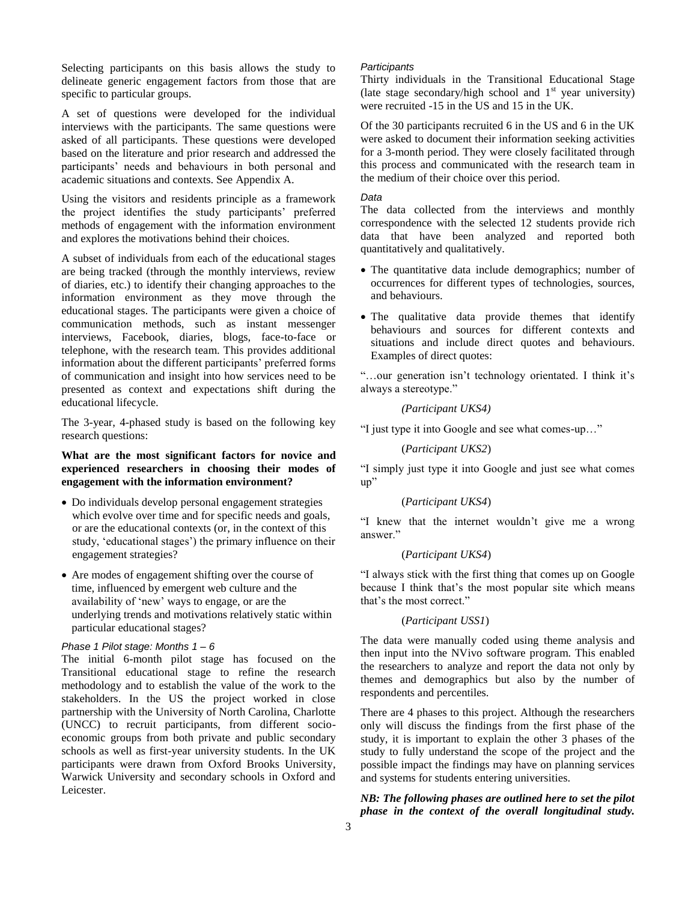Selecting participants on this basis allows the study to delineate generic engagement factors from those that are specific to particular groups.

A set of questions were developed for the individual interviews with the participants. The same questions were asked of all participants. These questions were developed based on the literature and prior research and addressed the participants' needs and behaviours in both personal and academic situations and contexts. See Appendix A.

Using the visitors and residents principle as a framework the project identifies the study participants' preferred methods of engagement with the information environment and explores the motivations behind their choices.

A subset of individuals from each of the educational stages are being tracked (through the monthly interviews, review of diaries, etc.) to identify their changing approaches to the information environment as they move through the educational stages. The participants were given a choice of communication methods, such as instant messenger interviews, Facebook, diaries, blogs, face-to-face or telephone, with the research team. This provides additional information about the different participants' preferred forms of communication and insight into how services need to be presented as context and expectations shift during the educational lifecycle.

The 3-year, 4-phased study is based on the following key research questions:

**What are the most significant factors for novice and experienced researchers in choosing their modes of engagement with the information environment?**

- Do individuals develop personal engagement strategies which evolve over time and for specific needs and goals, or are the educational contexts (or, in the context of this study, 'educational stages') the primary influence on their engagement strategies?
- Are modes of engagement shifting over the course of time, influenced by emergent web culture and the availability of 'new' ways to engage, or are the underlying trends and motivations relatively static within particular educational stages?

*Phase 1 Pilot stage: Months 1 – 6*

The initial 6-month pilot stage has focused on the Transitional educational stage to refine the research methodology and to establish the value of the work to the stakeholders. In the US the project worked in close partnership with the University of North Carolina, Charlotte (UNCC) to recruit participants, from different socio-economic groups from both private and public secondary schools as well as first-year university students. In the UK participants were drawn from Oxford Brooks University, Warwick University and secondary schools in Oxford and Leicester.

*Participants*

Thirty individuals in the Transitional Educational Stage (late stage secondary/high school and 1st year university) were recruited -15 in the US and 15 in the UK.

Of the 30 participants recruited 6 in the US and 6 in the UK were asked to document their information seeking activities for a 3-month period. They were closely facilitated through this process and communicated with the research team in the medium of their choice over this period.

*Data*

The data collected from the interviews and monthly correspondence with the selected 12 students provide rich data that have been analyzed and reported both quantitatively and qualitatively.

- The quantitative data include demographics; number of occurrences for different types of technologies, sources, and behaviours.
- The qualitative data provide themes that identify behaviours and sources for different contexts and situations and include direct quotes and behaviours. Examples of direct quotes:

"…our generation isn't technology orientated. I think it's always a stereotype."

*(Participant UKS4)*

"I just type it into Google and see what comes-up…"

(*Participant UKS2*)

"I simply just type it into Google and just see what comes up"

(*Participant UKS4*)

"I knew that the internet wouldn't give me a wrong answer."

(*Participant UKS4*)

"I always stick with the first thing that comes up on Google because I think that's the most popular site which means that's the most correct."

(*Participant USS1*)

The data were manually coded using theme analysis and then input into the NVivo software program. This enabled the researchers to analyze and report the data not only by themes and demographics but also by the number of respondents and percentiles.

There are 4 phases to this project. Although the researchers only will discuss the findings from the first phase of the study, it is important to explain the other 3 phases of the study to fully understand the scope of the project and the possible impact the findings may have on planning services and systems for students entering universities.

***NB: The following phases are outlined here to set the pilot phase in the context of the overall longitudinal study.***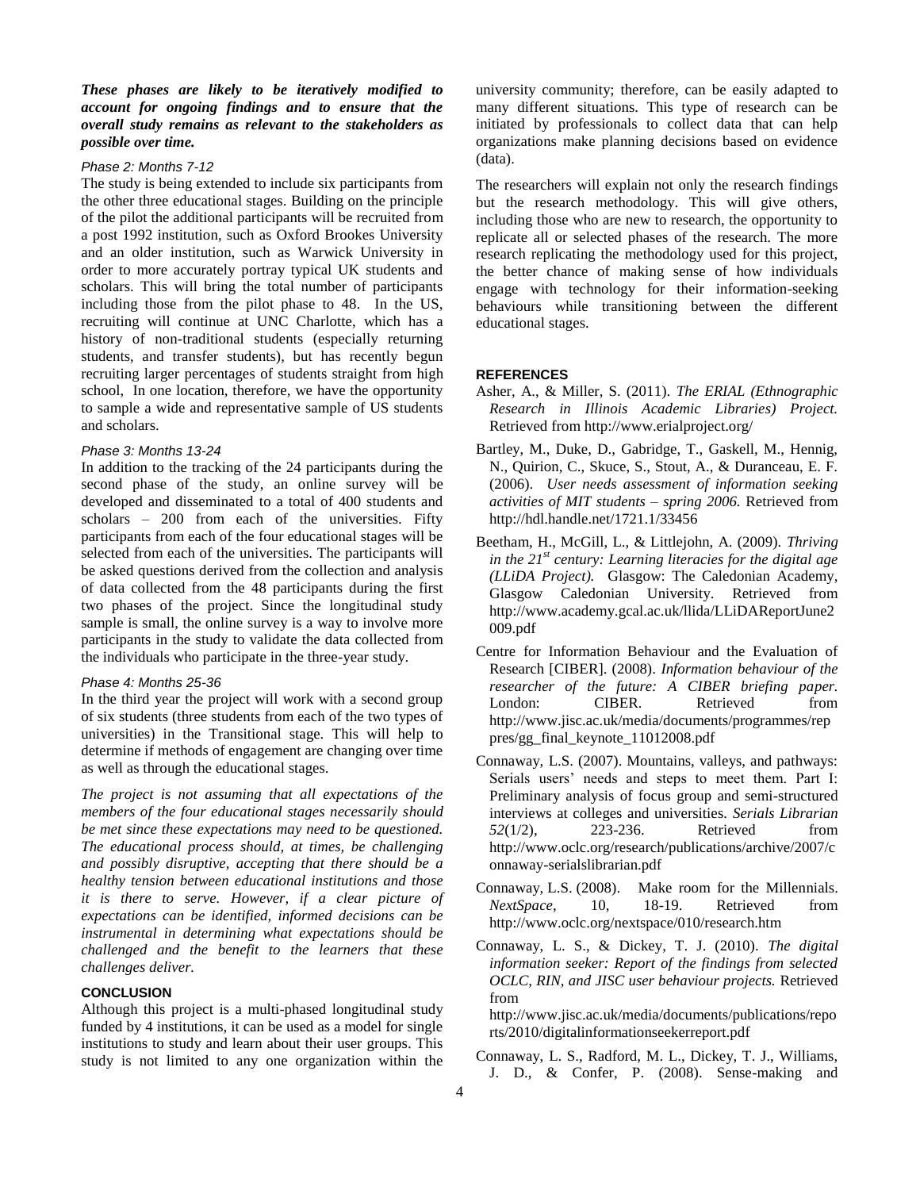***These phases are likely to be iteratively modified to account for ongoing findings and to ensure that the overall study remains as relevant to the stakeholders as possible over time.***

*Phase 2: Months 7-12*

The study is being extended to include six participants from the other three educational stages. Building on the principle of the pilot the additional participants will be recruited from a post 1992 institution, such as Oxford Brookes University and an older institution, such as Warwick University in order to more accurately portray typical UK students and scholars. This will bring the total number of participants including those from the pilot phase to 48. In the US, recruiting will continue at UNC Charlotte, which has a history of non-traditional students (especially returning students, and transfer students), but has recently begun recruiting larger percentages of students straight from high school, In one location, therefore, we have the opportunity to sample a wide and representative sample of US students and scholars.

*Phase 3: Months 13-24*

In addition to the tracking of the 24 participants during the second phase of the study, an online survey will be developed and disseminated to a total of 400 students and scholars – 200 from each of the universities. Fifty participants from each of the four educational stages will be selected from each of the universities. The participants will be asked questions derived from the collection and analysis of data collected from the 48 participants during the first two phases of the project. Since the longitudinal study sample is small, the online survey is a way to involve more participants in the study to validate the data collected from the individuals who participate in the three-year study.

*Phase 4: Months 25-36*

In the third year the project will work with a second group of six students (three students from each of the two types of universities) in the Transitional stage. This will help to determine if methods of engagement are changing over time as well as through the educational stages.

*The project is not assuming that all expectations of the members of the four educational stages necessarily should be met since these expectations may need to be questioned. The educational process should, at times, be challenging and possibly disruptive, accepting that there should be a healthy tension between educational institutions and those it is there to serve. However, if a clear picture of expectations can be identified, informed decisions can be instrumental in determining what expectations should be challenged and the benefit to the learners that these challenges deliver.*

## CONCLUSION

Although this project is a multi-phased longitudinal study funded by 4 institutions, it can be used as a model for single institutions to study and learn about their user groups. This study is not limited to any one organization within the university community; therefore, can be easily adapted to many different situations. This type of research can be initiated by professionals to collect data that can help organizations make planning decisions based on evidence (data).

The researchers will explain not only the research findings but the research methodology. This will give others, including those who are new to research, the opportunity to replicate all or selected phases of the research. The more research replicating the methodology used for this project, the better chance of making sense of how individuals engage with technology for their information-seeking behaviours while transitioning between the different educational stages.

## REFERENCES

Asher, A., & Miller, S. (2011). *The ERIAL (Ethnographic Research in Illinois Academic Libraries) Project.* Retrieved from http://www.erialproject.org/

Bartley, M., Duke, D., Gabridge, T., Gaskell, M., Hennig, N., Quirion, C., Skuce, S., Stout, A., & Duranceau, E. F. (2006). *User needs assessment of information seeking activities of MIT students – spring 2006.* Retrieved from http://hdl.handle.net/1721.1/33456

Beetham, H., McGill, L., & Littlejohn, A. (2009). *Thriving in the 21st century: Learning literacies for the digital age (LLiDA Project).* Glasgow: The Caledonian Academy, Glasgow Caledonian University. Retrieved from http://www.academy.gcal.ac.uk/llida/LLiDAReportJune2009.pdf

Centre for Information Behaviour and the Evaluation of Research [CIBER]. (2008). *Information behaviour of the researcher of the future: A CIBER briefing paper.* London: CIBER. Retrieved from http://www.jisc.ac.uk/media/documents/programmes/reppres/gg_final_keynote_11012008.pdf

Connaway, L.S. (2007). Mountains, valleys, and pathways: Serials users' needs and steps to meet them. Part I: Preliminary analysis of focus group and semi-structured interviews at colleges and universities. *Serials Librarian 52*(1/2), 223-236. Retrieved from http://www.oclc.org/research/publications/archive/2007/connaway-serialslibrarian.pdf

Connaway, L.S. (2008). Make room for the Millennials. *NextSpace*, 10, 18-19. Retrieved from http://www.oclc.org/nextspace/010/research.htm

Connaway, L. S., & Dickey, T. J. (2010). *The digital information seeker: Report of the findings from selected OCLC, RIN, and JISC user behaviour projects.* Retrieved from http://www.jisc.ac.uk/media/documents/publications/reports/2010/digitalinformationseekerreport.pdf

Connaway, L. S., Radford, M. L., Dickey, T. J., Williams, J. D., & Confer, P. (2008). Sense-making and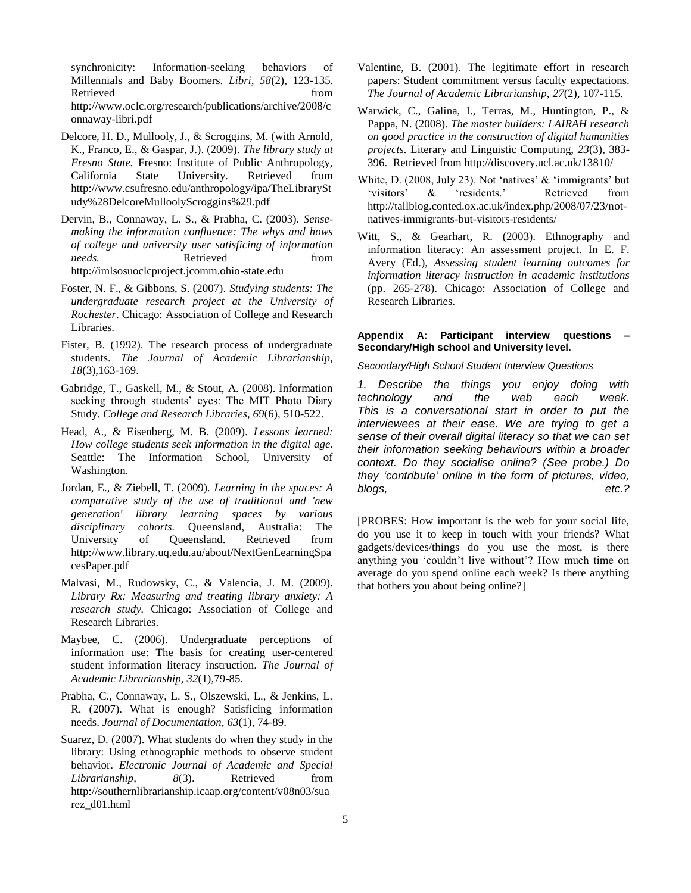synchronicity: Information-seeking behaviors of Millennials and Baby Boomers. *Libri, 58*(2), 123-135. Retrieved from http://www.oclc.org/research/publications/archive/2008/connaway-libri.pdf

Delcore, H. D., Mullooly, J., & Scroggins, M. (with Arnold, K., Franco, E., & Gaspar, J.). (2009). *The library study at Fresno State.* Fresno: Institute of Public Anthropology, California State University. Retrieved from http://www.csufresno.edu/anthropology/ipa/TheLibraryStudy%28DelcoreMulloolyScroggins%29.pdf

Dervin, B., Connaway, L. S., & Prabha, C. (2003). *Sense-making the information confluence: The whys and hows of college and university user satisficing of information needs.* Retrieved from http://imlsosuoclcproject.jcomm.ohio-state.edu

Foster, N. F., & Gibbons, S. (2007). *Studying students: The undergraduate research project at the University of Rochester*. Chicago: Association of College and Research Libraries.

Fister, B. (1992). The research process of undergraduate students. *The Journal of Academic Librarianship, 18*(3),163-169.

Gabridge, T., Gaskell, M., & Stout, A. (2008). Information seeking through students' eyes: The MIT Photo Diary Study. *College and Research Libraries, 69*(6), 510-522.

Head, A., & Eisenberg, M. B. (2009). *Lessons learned: How college students seek information in the digital age.* Seattle: The Information School, University of Washington.

Jordan, E., & Ziebell, T. (2009). *Learning in the spaces: A comparative study of the use of traditional and 'new generation' library learning spaces by various disciplinary cohorts.* Queensland, Australia: The University of Queensland. Retrieved from http://www.library.uq.edu.au/about/NextGenLearningSpacesPaper.pdf

Malvasi, M., Rudowsky, C., & Valencia, J. M. (2009). *Library Rx: Measuring and treating library anxiety: A research study.* Chicago: Association of College and Research Libraries.

Maybee, C. (2006). Undergraduate perceptions of information use: The basis for creating user-centered student information literacy instruction. *The Journal of Academic Librarianship, 32*(1),79-85.

Prabha, C., Connaway, L. S., Olszewski, L., & Jenkins, L. R. (2007). What is enough? Satisficing information needs. *Journal of Documentation, 63*(1), 74-89.

Suarez, D. (2007). What students do when they study in the library: Using ethnographic methods to observe student behavior. *Electronic Journal of Academic and Special Librarianship, 8*(3). Retrieved from http://southernlibrarianship.icaap.org/content/v08n03/suarez_d01.html

Valentine, B. (2001). The legitimate effort in research papers: Student commitment versus faculty expectations. *The Journal of Academic Librarianship, 27*(2), 107-115.

Warwick, C., Galina, I., Terras, M., Huntington, P., & Pappa, N. (2008). *The master builders: LAIRAH research on good practice in the construction of digital humanities projects.* Literary and Linguistic Computing, *23*(3), 383-396. Retrieved from http://discovery.ucl.ac.uk/13810/

White, D. (2008, July 23). Not 'natives' & 'immigrants' but 'visitors' & 'residents.' Retrieved from http://tallblog.conted.ox.ac.uk/index.php/2008/07/23/not-natives-immigrants-but-visitors-residents/

Witt, S., & Gearhart, R. (2003). Ethnography and information literacy: An assessment project. In E. F. Avery (Ed.), *Assessing student learning outcomes for information literacy instruction in academic institutions* (pp. 265-278). Chicago: Association of College and Research Libraries.

#### Appendix A: Participant interview questions – Secondary/High school and University level.

*Secondary/High School Student Interview Questions*

*1. Describe the things you enjoy doing with technology and the web each week. This is a conversational start in order to put the interviewees at their ease. We are trying to get a sense of their overall digital literacy so that we can set their information seeking behaviours within a broader context. Do they socialise online? (See probe.) Do they 'contribute' online in the form of pictures, video, blogs, etc.?*

[PROBES: How important is the web for your social life, do you use it to keep in touch with your friends? What gadgets/devices/things do you use the most, is there anything you 'couldn't live without'? How much time on average do you spend online each week? Is there anything that bothers you about being online?]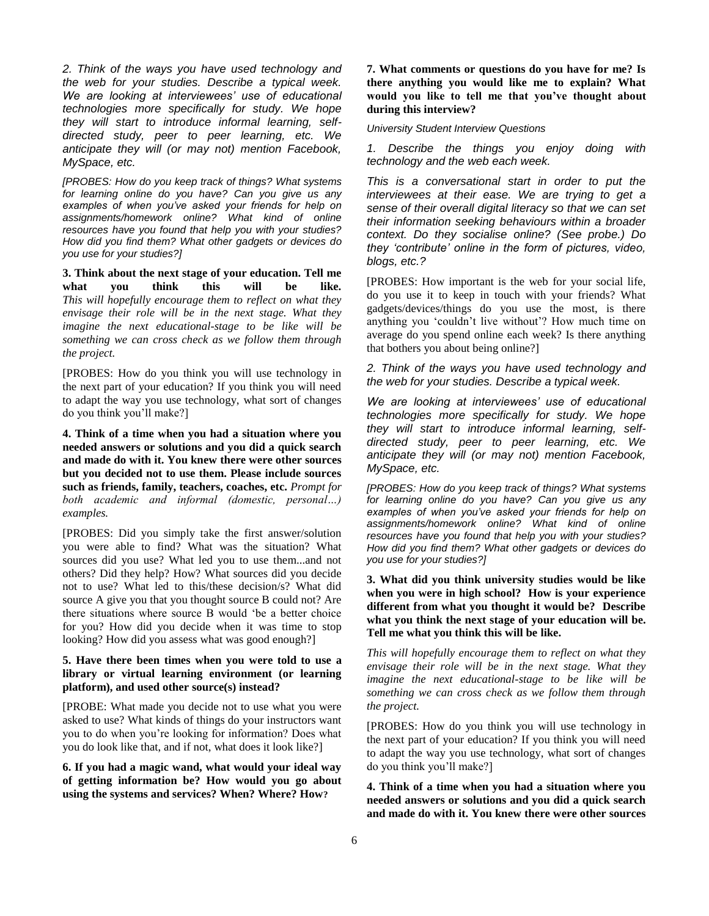*2. Think of the ways you have used technology and the web for your studies. Describe a typical week. We are looking at interviewees' use of educational technologies more specifically for study. We hope they will start to introduce informal learning, self-directed study, peer to peer learning, etc. We anticipate they will (or may not) mention Facebook, MySpace, etc.*

*[PROBES: How do you keep track of things? What systems for learning online do you have? Can you give us any examples of when you've asked your friends for help on assignments/homework online? What kind of online resources have you found that help you with your studies? How did you find them? What other gadgets or devices do you use for your studies?]*

**3. Think about the next stage of your education. Tell me what you think this will be like.** *This will hopefully encourage them to reflect on what they envisage their role will be in the next stage. What they imagine the next educational-stage to be like will be something we can cross check as we follow them through the project.*

[PROBES: How do you think you will use technology in the next part of your education? If you think you will need to adapt the way you use technology, what sort of changes do you think you'll make?]

**4. Think of a time when you had a situation where you needed answers or solutions and you did a quick search and made do with it. You knew there were other sources but you decided not to use them. Please include sources such as friends, family, teachers, coaches, etc.** *Prompt for both academic and informal (domestic, personal…) examples.*

[PROBES: Did you simply take the first answer/solution you were able to find? What was the situation? What sources did you use? What led you to use them...and not others? Did they help? How? What sources did you decide not to use? What led to this/these decision/s? What did source A give you that you thought source B could not? Are there situations where source B would 'be a better choice for you? How did you decide when it was time to stop looking? How did you assess what was good enough?]

**5. Have there been times when you were told to use a library or virtual learning environment (or learning platform), and used other source(s) instead?**

[PROBE: What made you decide not to use what you were asked to use? What kinds of things do your instructors want you to do when you're looking for information? Does what you do look like that, and if not, what does it look like?]

**6. If you had a magic wand, what would your ideal way of getting information be? How would you go about using the systems and services? When? Where? How?**

**7. What comments or questions do you have for me? Is there anything you would like me to explain? What would you like to tell me that you've thought about during this interview?**

*University Student Interview Questions*

*1. Describe the things you enjoy doing with technology and the web each week.*

*This is a conversational start in order to put the interviewees at their ease. We are trying to get a sense of their overall digital literacy so that we can set their information seeking behaviours within a broader context. Do they socialise online? (See probe.) Do they 'contribute' online in the form of pictures, video, blogs, etc.?*

[PROBES: How important is the web for your social life, do you use it to keep in touch with your friends? What gadgets/devices/things do you use the most, is there anything you 'couldn't live without'? How much time on average do you spend online each week? Is there anything that bothers you about being online?]

*2. Think of the ways you have used technology and the web for your studies. Describe a typical week.*

*We are looking at interviewees' use of educational technologies more specifically for study. We hope they will start to introduce informal learning, self-directed study, peer to peer learning, etc. We anticipate they will (or may not) mention Facebook, MySpace, etc.*

*[PROBES: How do you keep track of things? What systems for learning online do you have? Can you give us any examples of when you've asked your friends for help on assignments/homework online? What kind of online resources have you found that help you with your studies? How did you find them? What other gadgets or devices do you use for your studies?]*

**3. What did you think university studies would be like when you were in high school? How is your experience different from what you thought it would be? Describe what you think the next stage of your education will be. Tell me what you think this will be like.**

*This will hopefully encourage them to reflect on what they envisage their role will be in the next stage. What they imagine the next educational-stage to be like will be something we can cross check as we follow them through the project.*

[PROBES: How do you think you will use technology in the next part of your education? If you think you will need to adapt the way you use technology, what sort of changes do you think you'll make?]

**4. Think of a time when you had a situation where you needed answers or solutions and you did a quick search and made do with it. You knew there were other sources**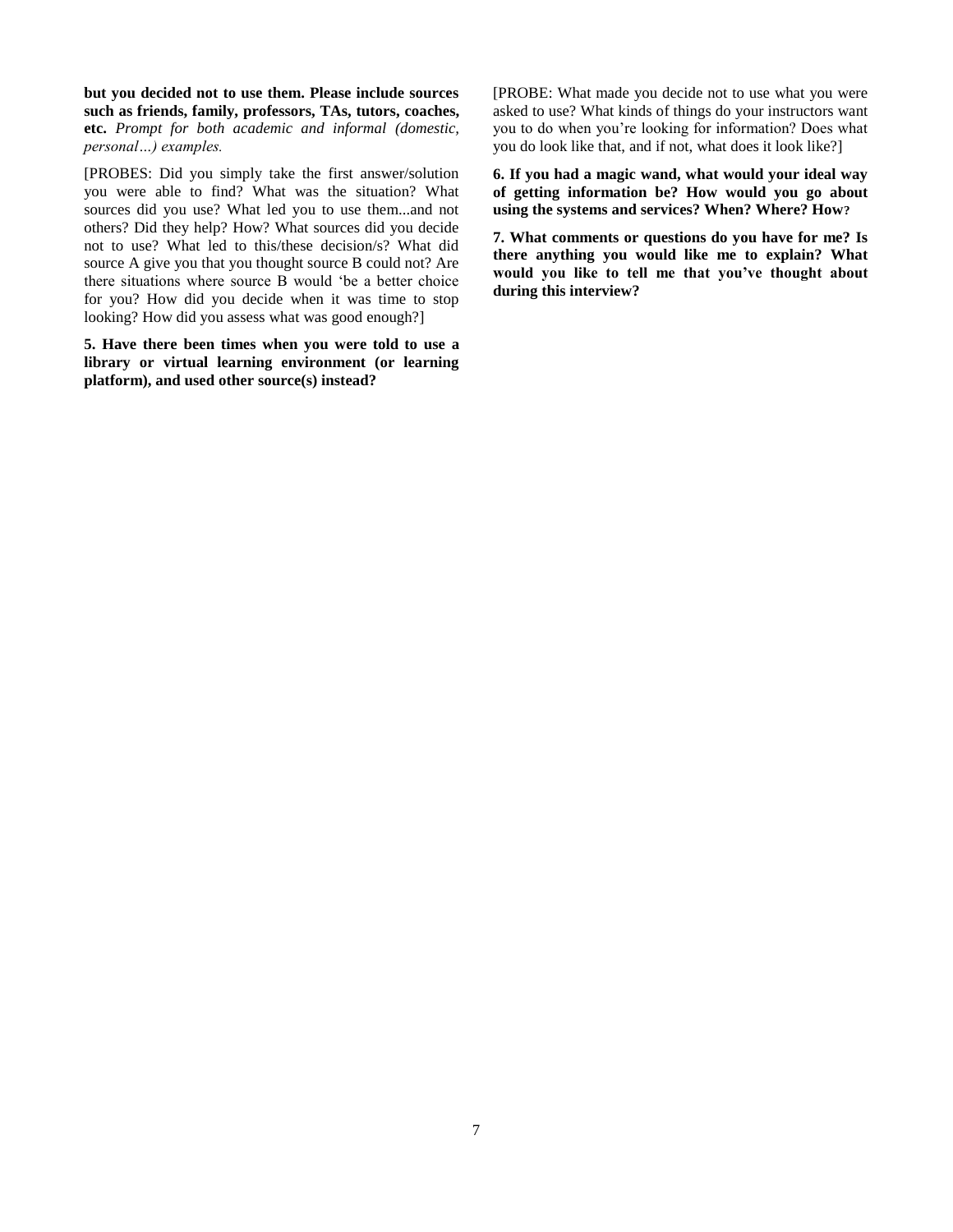**but you decided not to use them. Please include sources such as friends, family, professors, TAs, tutors, coaches, etc.** *Prompt for both academic and informal (domestic, personal…) examples.*

[PROBES: Did you simply take the first answer/solution you were able to find? What was the situation? What sources did you use? What led you to use them...and not others? Did they help? How? What sources did you decide not to use? What led to this/these decision/s? What did source A give you that you thought source B could not? Are there situations where source B would 'be a better choice for you? How did you decide when it was time to stop looking? How did you assess what was good enough?]

**5. Have there been times when you were told to use a library or virtual learning environment (or learning platform), and used other source(s) instead?**

[PROBE: What made you decide not to use what you were asked to use? What kinds of things do your instructors want you to do when you're looking for information? Does what you do look like that, and if not, what does it look like?]

**6. If you had a magic wand, what would your ideal way of getting information be? How would you go about using the systems and services? When? Where? How?**

**7. What comments or questions do you have for me? Is there anything you would like me to explain? What would you like to tell me that you've thought about during this interview?**